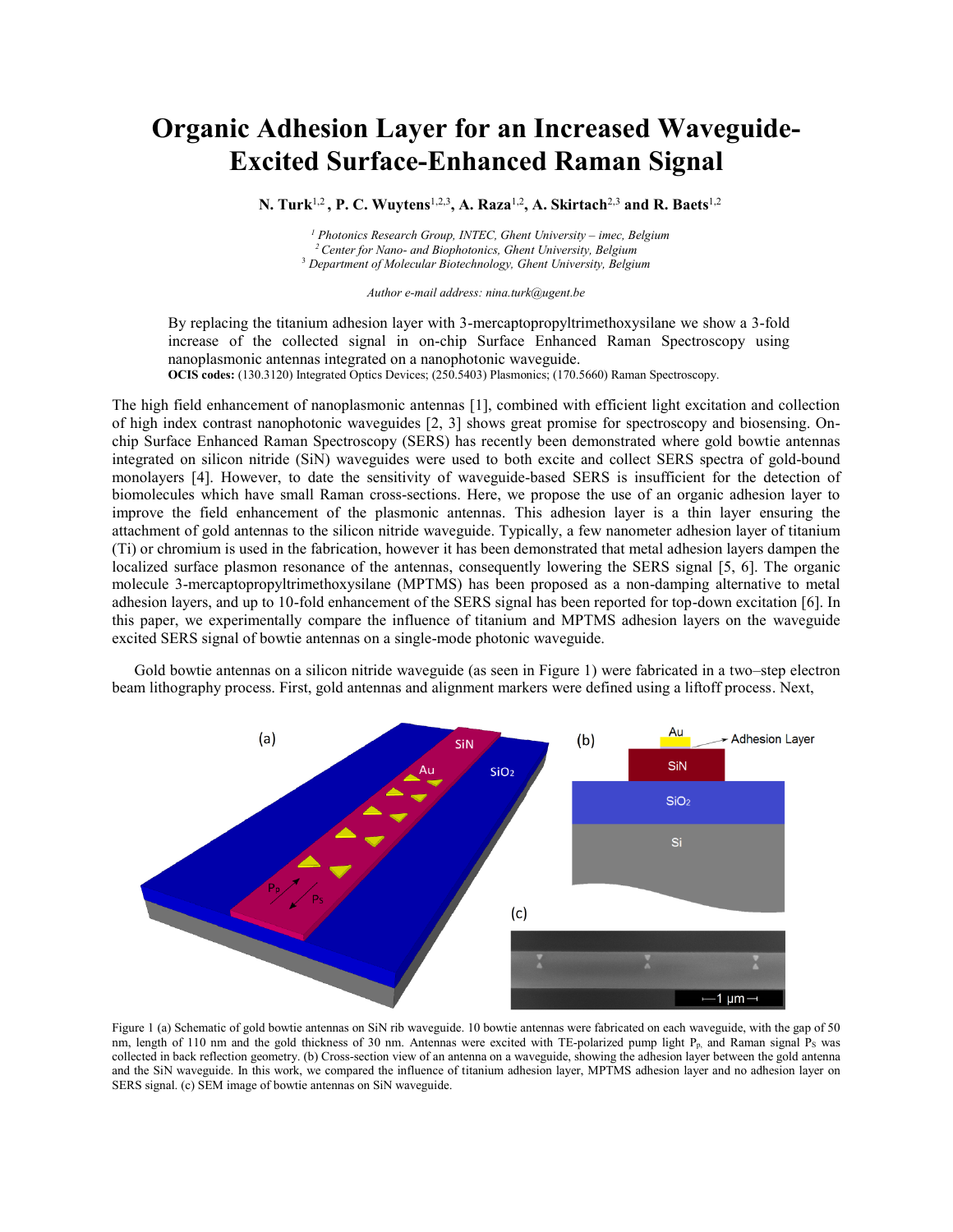# Organic Adhesion Layer for an Increased Waveguide-Excited Surface-Enhanced Raman Signal

**N. Turk**[1,2] **, P. C. Wuytens**[1,2,3]**, A. Raza**[1,2]**, A. Skirtach**[2,3] **and R. Baets**[1,2]

*[1] Photonics Research Group, INTEC, Ghent University – imec, Belgium*
*[2] Center for Nano- and Biophotonics, Ghent University, Belgium*
*[3] Department of Molecular Biotechnology, Ghent University, Belgium*

*Author e-mail address: nina.turk@ugent.be*

By replacing the titanium adhesion layer with 3-mercaptopropyltrimethoxysilane we show a 3-fold increase of the collected signal in on-chip Surface Enhanced Raman Spectroscopy using nanoplasmonic antennas integrated on a nanophotonic waveguide.

**OCIS codes:** (130.3120) Integrated Optics Devices; (250.5403) Plasmonics; (170.5660) Raman Spectroscopy.

The high field enhancement of nanoplasmonic antennas [1], combined with efficient light excitation and collection of high index contrast nanophotonic waveguides [2, 3] shows great promise for spectroscopy and biosensing. On-chip Surface Enhanced Raman Spectroscopy (SERS) has recently been demonstrated where gold bowtie antennas integrated on silicon nitride (SiN) waveguides were used to both excite and collect SERS spectra of gold-bound monolayers [4]. However, to date the sensitivity of waveguide-based SERS is insufficient for the detection of biomolecules which have small Raman cross-sections. Here, we propose the use of an organic adhesion layer to improve the field enhancement of the plasmonic antennas. This adhesion layer is a thin layer ensuring the attachment of gold antennas to the silicon nitride waveguide. Typically, a few nanometer adhesion layer of titanium (Ti) or chromium is used in the fabrication, however it has been demonstrated that metal adhesion layers dampen the localized surface plasmon resonance of the antennas, consequently lowering the SERS signal [5, 6]. The organic molecule 3-mercaptopropyltrimethoxysilane (MPTMS) has been proposed as a non-damping alternative to metal adhesion layers, and up to 10-fold enhancement of the SERS signal has been reported for top-down excitation [6]. In this paper, we experimentally compare the influence of titanium and MPTMS adhesion layers on the waveguide excited SERS signal of bowtie antennas on a single-mode photonic waveguide.

Gold bowtie antennas on a silicon nitride waveguide (as seen in Figure 1) were fabricated in a two–step electron beam lithography process. First, gold antennas and alignment markers were defined using a liftoff process. Next,

Figure 1 (a) Schematic of gold bowtie antennas on SiN rib waveguide. 10 bowtie antennas were fabricated on each waveguide, with the gap of 50 nm, length of 110 nm and the gold thickness of 30 nm. Antennas were excited with TE-polarized pump light $P_p$ and Raman signal $P_S$ was collected in back reflection geometry. (b) Cross-section view of an antenna on a waveguide, showing the adhesion layer between the gold antenna and the SiN waveguide. In this work, we compared the influence of titanium adhesion layer, MPTMS adhesion layer and no adhesion layer on SERS signal. (c) SEM image of bowtie antennas on SiN waveguide.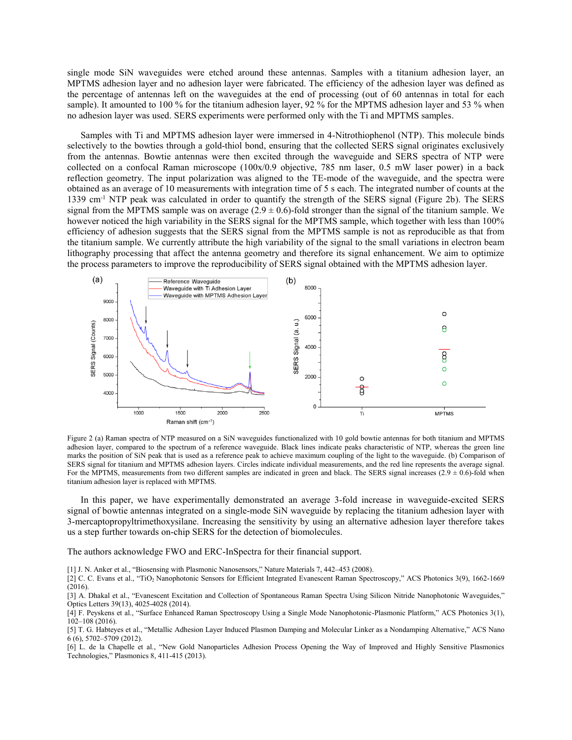single mode SiN waveguides were etched around these antennas. Samples with a titanium adhesion layer, an MPTMS adhesion layer and no adhesion layer were fabricated. The efficiency of the adhesion layer was defined as the percentage of antennas left on the waveguides at the end of processing (out of 60 antennas in total for each sample). It amounted to 100 % for the titanium adhesion layer, 92 % for the MPTMS adhesion layer and 53 % when no adhesion layer was used. SERS experiments were performed only with the Ti and MPTMS samples.

Samples with Ti and MPTMS adhesion layer were immersed in 4-Nitrothiophenol (NTP). This molecule binds selectively to the bowties through a gold-thiol bond, ensuring that the collected SERS signal originates exclusively from the antennas. Bowtie antennas were then excited through the waveguide and SERS spectra of NTP were collected on a confocal Raman microscope (100x/0.9 objective, 785 nm laser, 0.5 mW laser power) in a back reflection geometry. The input polarization was aligned to the TE-mode of the waveguide, and the spectra were obtained as an average of 10 measurements with integration time of 5 s each. The integrated number of counts at the 1339 $cm^{-1}$ NTP peak was calculated in order to quantify the strength of the SERS signal (Figure 2b). The SERS signal from the MPTMS sample was on average $(2.9 \pm 0.6)$-fold stronger than the signal of the titanium sample. We however noticed the high variability in the SERS signal for the MPTMS sample, which together with less than 100% efficiency of adhesion suggests that the SERS signal from the MPTMS sample is not as reproducible as that from the titanium sample. We currently attribute the high variability of the signal to the small variations in electron beam lithography processing that affect the antenna geometry and therefore its signal enhancement. We aim to optimize the process parameters to improve the reproducibility of SERS signal obtained with the MPTMS adhesion layer.

(a)
Reference Waveguide
Waveguide with Ti Adhesion Layer
Waveguide with MPTMS Adhesion Layer
SERS Signal (Counts)
9000
8000
7000
6000
5000
4000
1000
1500
2000
2500
Raman shift ($cm^{-1}$)

(b)
SERS Signal (a. u.)
8000
6000
4000
2000
0
Ti
MPTMS

Figure 2 (a) Raman spectra of NTP measured on a SiN waveguides functionalized with 10 gold bowtie antennas for both titanium and MPTMS adhesion layer, compared to the spectrum of a reference waveguide. Black lines indicate peaks characteristic of NTP, whereas the green line marks the position of SiN peak that is used as a reference peak to achieve maximum coupling of the light to the waveguide. (b) Comparison of SERS signal for titanium and MPTMS adhesion layers. Circles indicate individual measurements, and the red line represents the average signal. For the MPTMS, measurements from two different samples are indicated in green and black. The SERS signal increases $(2.9 \pm 0.6)$-fold when titanium adhesion layer is replaced with MPTMS.

In this paper, we have experimentally demonstrated an average 3-fold increase in waveguide-excited SERS signal of bowtie antennas integrated on a single-mode SiN waveguide by replacing the titanium adhesion layer with 3-mercaptopropyltrimethoxysilane. Increasing the sensitivity by using an alternative adhesion layer therefore takes us a step further towards on-chip SERS for the detection of biomolecules.

The authors acknowledge FWO and ERC-InSpectra for their financial support.

[1] J. N. Anker et al., "Biosensing with Plasmonic Nanosensors," Nature Materials 7, 442–453 (2008).
[2] C. C. Evans et al., "$TiO_2$ Nanophotonic Sensors for Efficient Integrated Evanescent Raman Spectroscopy," ACS Photonics 3(9), 1662-1669 (2016).
[3] A. Dhakal et al., "Evanescent Excitation and Collection of Spontaneous Raman Spectra Using Silicon Nitride Nanophotonic Waveguides," Optics Letters 39(13), 4025-4028 (2014).
[4] F. Peyskens et al., "Surface Enhanced Raman Spectroscopy Using a Single Mode Nanophotonic-Plasmonic Platform," ACS Photonics 3(1), 102–108 (2016).
[5] T. G. Habteyes et al., "Metallic Adhesion Layer Induced Plasmon Damping and Molecular Linker as a Nondamping Alternative," ACS Nano 6 (6), 5702–5709 (2012).
[6] L. de la Chapelle et al., "New Gold Nanoparticles Adhesion Process Opening the Way of Improved and Highly Sensitive Plasmonics Technologies," Plasmonics 8, 411-415 (2013).